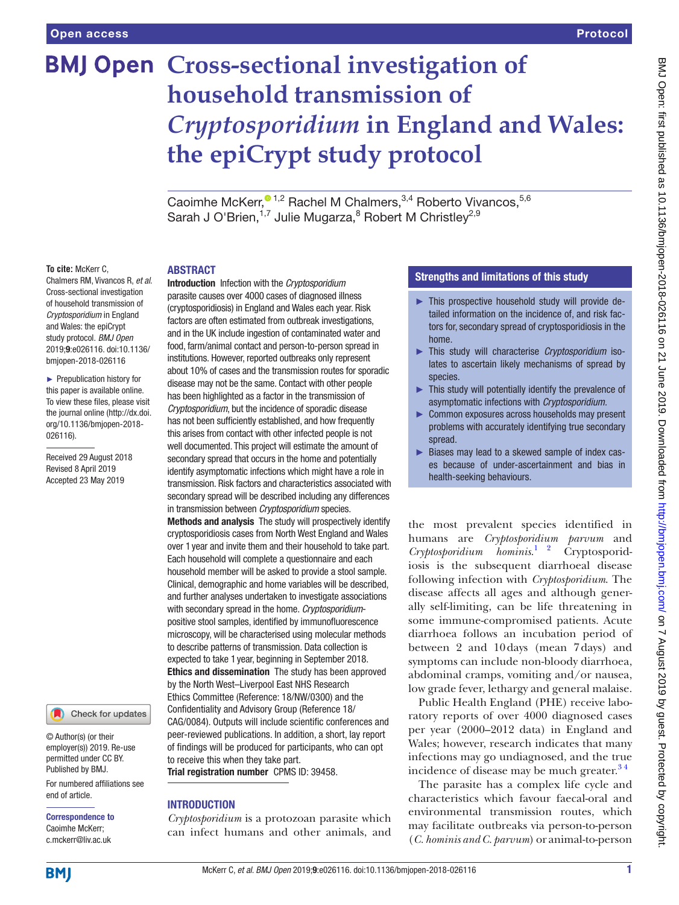Open access

Protocol

# Cross-sectional investigation of household transmission of *Cryptosporidium* in England and Wales: the epiCrypt study protocol

Caoimhe McKerr,[1,2] Rachel M Chalmers,[3,4] Roberto Vivancos,[5,6] Sarah J O'Brien,[1,7] Julie Mugarza,[8] Robert M Christley[2,9]

**To cite:** McKerr C, Chalmers RM, Vivancos R, *et al.* Cross-sectional investigation of household transmission of *Cryptosporidium* in England and Wales: the epiCrypt study protocol. *BMJ Open* 2019;**9**:e026116. doi:10.1136/bmjopen-2018-026116

► Prepublication history for this paper is available online. To view these files, please visit the journal online (http://dx.doi.org/10.1136/bmjopen-2018-026116).

Received 29 August 2018
Revised 8 April 2019
Accepted 23 May 2019

© Author(s) (or their employer(s)) 2019. Re-use permitted under CC BY. Published by BMJ.

For numbered affiliations see end of article.

**Correspondence to**
Caoimhe McKerr;
c.mckerr@liv.ac.uk

## ABSTRACT

**Introduction** Infection with the *Cryptosporidium* parasite causes over 4000 cases of diagnosed illness (cryptosporidiosis) in England and Wales each year. Risk factors are often estimated from outbreak investigations, and in the UK include ingestion of contaminated water and food, farm/animal contact and person-to-person spread in institutions. However, reported outbreaks only represent about 10% of cases and the transmission routes for sporadic disease may not be the same. Contact with other people has been highlighted as a factor in the transmission of *Cryptosporidium*, but the incidence of sporadic disease has not been sufficiently established, and how frequently this arises from contact with other infected people is not well documented. This project will estimate the amount of secondary spread that occurs in the home and potentially identify asymptomatic infections which might have a role in transmission. Risk factors and characteristics associated with secondary spread will be described including any differences in transmission between *Cryptosporidium* species.

**Methods and analysis** The study will prospectively identify cryptosporidiosis cases from North West England and Wales over 1 year and invite them and their household to take part. Each household will complete a questionnaire and each household member will be asked to provide a stool sample. Clinical, demographic and home variables will be described, and further analyses undertaken to investigate associations with secondary spread in the home. *Cryptosporidium*-positive stool samples, identified by immunofluorescence microscopy, will be characterised using molecular methods to describe patterns of transmission. Data collection is expected to take 1 year, beginning in September 2018.

**Ethics and dissemination** The study has been approved by the North West–Liverpool East NHS Research Ethics Committee (Reference: 18/NW/0300) and the Confidentiality and Advisory Group (Reference 18/CAG/0084). Outputs will include scientific conferences and peer-reviewed publications. In addition, a short, lay report of findings will be produced for participants, who can opt to receive this when they take part.

**Trial registration number** CPMS ID: 39458.

### Strengths and limitations of this study

- ► This prospective household study will provide detailed information on the incidence of, and risk factors for, secondary spread of cryptosporidiosis in the home.
- ► This study will characterise *Cryptosporidium* isolates to ascertain likely mechanisms of spread by species.
- ► This study will potentially identify the prevalence of asymptomatic infections with *Cryptosporidium*.
- ► Common exposures across households may present problems with accurately identifying true secondary spread.
- ► Biases may lead to a skewed sample of index cases because of under-ascertainment and bias in health-seeking behaviours.

## INTRODUCTION

*Cryptosporidium* is a protozoan parasite which can infect humans and other animals, and the most prevalent species identified in humans are *Cryptosporidium parvum* and *Cryptosporidium hominis*.[1 2] Cryptosporidiosis is the subsequent diarrhoeal disease following infection with *Cryptosporidium*. The disease affects all ages and although generally self-limiting, can be life threatening in some immune-compromised patients. Acute diarrhoea follows an incubation period of between 2 and 10 days (mean 7 days) and symptoms can include non-bloody diarrhoea, abdominal cramps, vomiting and/or nausea, low grade fever, lethargy and general malaise.

Public Health England (PHE) receive laboratory reports of over 4000 diagnosed cases per year (2000–2012 data) in England and Wales; however, research indicates that many infections may go undiagnosed, and the true incidence of disease may be much greater.[3 4]

The parasite has a complex life cycle and characteristics which favour faecal-oral and environmental transmission routes, which may facilitate outbreaks via person-to-person (*C. hominis and C. parvum*) or animal-to-person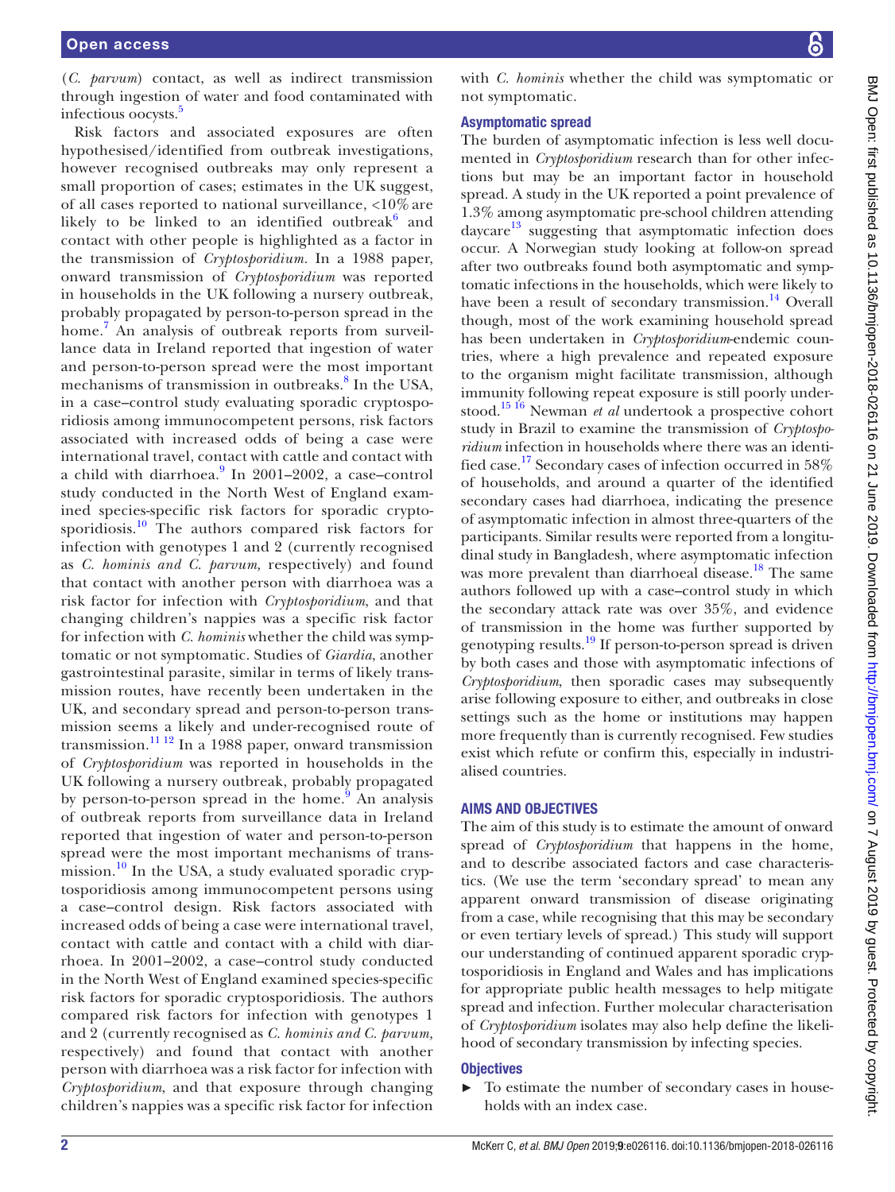(*C. parvum*) contact, as well as indirect transmission through ingestion of water and food contaminated with infectious oocysts.[5]

Risk factors and associated exposures are often hypothesised/identified from outbreak investigations, however recognised outbreaks may only represent a small proportion of cases; estimates in the UK suggest, of all cases reported to national surveillance, <10% are likely to be linked to an identified outbreak[6] and contact with other people is highlighted as a factor in the transmission of *Cryptosporidium*. In a 1988 paper, onward transmission of *Cryptosporidium* was reported in households in the UK following a nursery outbreak, probably propagated by person-to-person spread in the home.[7] An analysis of outbreak reports from surveillance data in Ireland reported that ingestion of water and person-to-person spread were the most important mechanisms of transmission in outbreaks.[8] In the USA, in a case–control study evaluating sporadic cryptosporidiosis among immunocompetent persons, risk factors associated with increased odds of being a case were international travel, contact with cattle and contact with a child with diarrhoea.[9] In 2001–2002, a case–control study conducted in the North West of England examined species-specific risk factors for sporadic cryptosporidiosis.[10] The authors compared risk factors for infection with genotypes 1 and 2 (currently recognised as *C. hominis and C. parvum,* respectively) and found that contact with another person with diarrhoea was a risk factor for infection with *Cryptosporidium*, and that changing children's nappies was a specific risk factor for infection with *C. hominis* whether the child was symptomatic or not symptomatic. Studies of *Giardia*, another gastrointestinal parasite, similar in terms of likely transmission routes, have recently been undertaken in the UK, and secondary spread and person-to-person transmission seems a likely and under-recognised route of transmission.[11 12] In a 1988 paper, onward transmission of *Cryptosporidium* was reported in households in the UK following a nursery outbreak, probably propagated by person-to-person spread in the home.[9] An analysis of outbreak reports from surveillance data in Ireland reported that ingestion of water and person-to-person spread were the most important mechanisms of transmission.[10] In the USA, a study evaluated sporadic cryptosporidiosis among immunocompetent persons using a case–control design. Risk factors associated with increased odds of being a case were international travel, contact with cattle and contact with a child with diarrhoea. In 2001–2002, a case–control study conducted in the North West of England examined species-specific risk factors for sporadic cryptosporidiosis. The authors compared risk factors for infection with genotypes 1 and 2 (currently recognised as *C. hominis and C. parvum,* respectively) and found that contact with another person with diarrhoea was a risk factor for infection with *Cryptosporidium*, and that exposure through changing children's nappies was a specific risk factor for infection with *C. hominis* whether the child was symptomatic or not symptomatic.

### Asymptomatic spread

The burden of asymptomatic infection is less well documented in *Cryptosporidium* research than for other infections but may be an important factor in household spread. A study in the UK reported a point prevalence of 1.3% among asymptomatic pre-school children attending daycare[13] suggesting that asymptomatic infection does occur. A Norwegian study looking at follow-on spread after two outbreaks found both asymptomatic and symptomatic infections in the households, which were likely to have been a result of secondary transmission.[14] Overall though, most of the work examining household spread has been undertaken in *Cryptosporidium*-endemic countries, where a high prevalence and repeated exposure to the organism might facilitate transmission, although immunity following repeat exposure is still poorly understood.[15 16] Newman *et al* undertook a prospective cohort study in Brazil to examine the transmission of *Cryptosporidium* infection in households where there was an identified case.[17] Secondary cases of infection occurred in 58% of households, and around a quarter of the identified secondary cases had diarrhoea, indicating the presence of asymptomatic infection in almost three-quarters of the participants. Similar results were reported from a longitudinal study in Bangladesh, where asymptomatic infection was more prevalent than diarrhoeal disease.[18] The same authors followed up with a case–control study in which the secondary attack rate was over 35%, and evidence of transmission in the home was further supported by genotyping results.[19] If person-to-person spread is driven by both cases and those with asymptomatic infections of *Cryptosporidium*, then sporadic cases may subsequently arise following exposure to either, and outbreaks in close settings such as the home or institutions may happen more frequently than is currently recognised. Few studies exist which refute or confirm this, especially in industrialised countries.

## AIMS AND OBJECTIVES

The aim of this study is to estimate the amount of onward spread of *Cryptosporidium* that happens in the home, and to describe associated factors and case characteristics. (We use the term 'secondary spread' to mean any apparent onward transmission of disease originating from a case, while recognising that this may be secondary or even tertiary levels of spread.) This study will support our understanding of continued apparent sporadic cryptosporidiosis in England and Wales and has implications for appropriate public health messages to help mitigate spread and infection. Further molecular characterisation of *Cryptosporidium* isolates may also help define the likelihood of secondary transmission by infecting species.

### Objectives

- To estimate the number of secondary cases in households with an index case.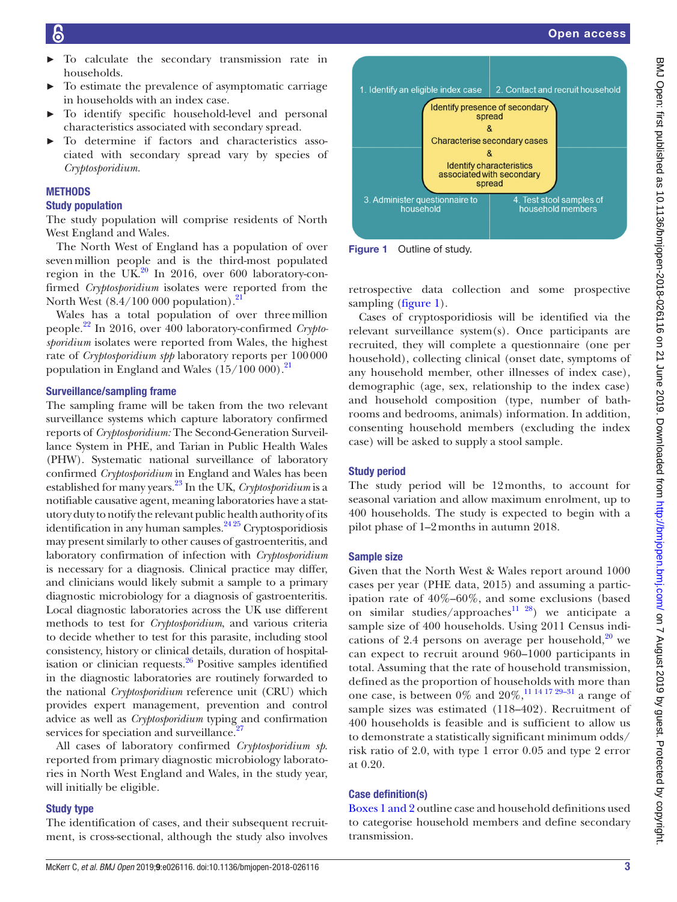- To calculate the secondary transmission rate in households.
- To estimate the prevalence of asymptomatic carriage in households with an index case.
- To identify specific household-level and personal characteristics associated with secondary spread.
- To determine if factors and characteristics associated with secondary spread vary by species of *Cryptosporidium*.

## METHODS

### Study population

The study population will comprise residents of North West England and Wales.

The North West of England has a population of over seven million people and is the third-most populated region in the UK.[20] In 2016, over 600 laboratory-confirmed *Cryptosporidium* isolates were reported from the North West (8.4/100 000 population).[21]

Wales has a total population of over three million people.[22] In 2016, over 400 laboratory-confirmed *Cryptosporidium* isolates were reported from Wales, the highest rate of *Cryptosporidium spp* laboratory reports per 100 000 population in England and Wales (15/100 000).[21]

### Surveillance/sampling frame

The sampling frame will be taken from the two relevant surveillance systems which capture laboratory confirmed reports of *Cryptosporidium:* The Second-Generation Surveillance System in PHE, and Tarian in Public Health Wales (PHW). Systematic national surveillance of laboratory confirmed *Cryptosporidium* in England and Wales has been established for many years.[23] In the UK, *Cryptosporidium* is a notifiable causative agent, meaning laboratories have a statutory duty to notify the relevant public health authority of its identification in any human samples.[24 25] Cryptosporidiosis may present similarly to other causes of gastroenteritis, and laboratory confirmation of infection with *Cryptosporidium* is necessary for a diagnosis. Clinical practice may differ, and clinicians would likely submit a sample to a primary diagnostic microbiology for a diagnosis of gastroenteritis. Local diagnostic laboratories across the UK use different methods to test for *Cryptosporidium*, and various criteria to decide whether to test for this parasite, including stool consistency, history or clinical details, duration of hospitalisation or clinician requests.[26] Positive samples identified in the diagnostic laboratories are routinely forwarded to the national *Cryptosporidium* reference unit (CRU) which provides expert management, prevention and control advice as well as *Cryptosporidium* typing and confirmation services for speciation and surveillance.[27]

All cases of laboratory confirmed *Cryptosporidium sp.* reported from primary diagnostic microbiology laboratories in North West England and Wales, in the study year, will initially be eligible.

### Study type

The identification of cases, and their subsequent recruitment, is cross-sectional, although the study also involves retrospective data collection and some prospective sampling (figure 1).

1. Identify an eligible index case
2. Contact and recruit household
3. Administer questionnaire to household
4. Test stool samples of household members

Identify presence of secondary spread & Characterise secondary cases & Identify characteristics associated with secondary spread

Figure 1 Outline of study.

Cases of cryptosporidiosis will be identified via the relevant surveillance system(s). Once participants are recruited, they will complete a questionnaire (one per household), collecting clinical (onset date, symptoms of any household member, other illnesses of index case), demographic (age, sex, relationship to the index case) and household composition (type, number of bathrooms and bedrooms, animals) information. In addition, consenting household members (excluding the index case) will be asked to supply a stool sample.

### Study period

The study period will be 12 months, to account for seasonal variation and allow maximum enrolment, up to 400 households. The study is expected to begin with a pilot phase of 1–2 months in autumn 2018.

### Sample size

Given that the North West & Wales report around 1000 cases per year (PHE data, 2015) and assuming a participation rate of 40%–60%, and some exclusions (based on similar studies/approaches[11 28]) we anticipate a sample size of 400 households. Using 2011 Census indications of 2.4 persons on average per household,[20] we can expect to recruit around 960–1000 participants in total. Assuming that the rate of household transmission, defined as the proportion of households with more than one case, is between 0% and 20%,[11 14 17 29–31] a range of sample sizes was estimated (118–402). Recruitment of 400 households is feasible and is sufficient to allow us to demonstrate a statistically significant minimum odds/risk ratio of 2.0, with type 1 error 0.05 and type 2 error at 0.20.

### Case definition(s)

Boxes 1 and 2 outline case and household definitions used to categorise household members and define secondary transmission.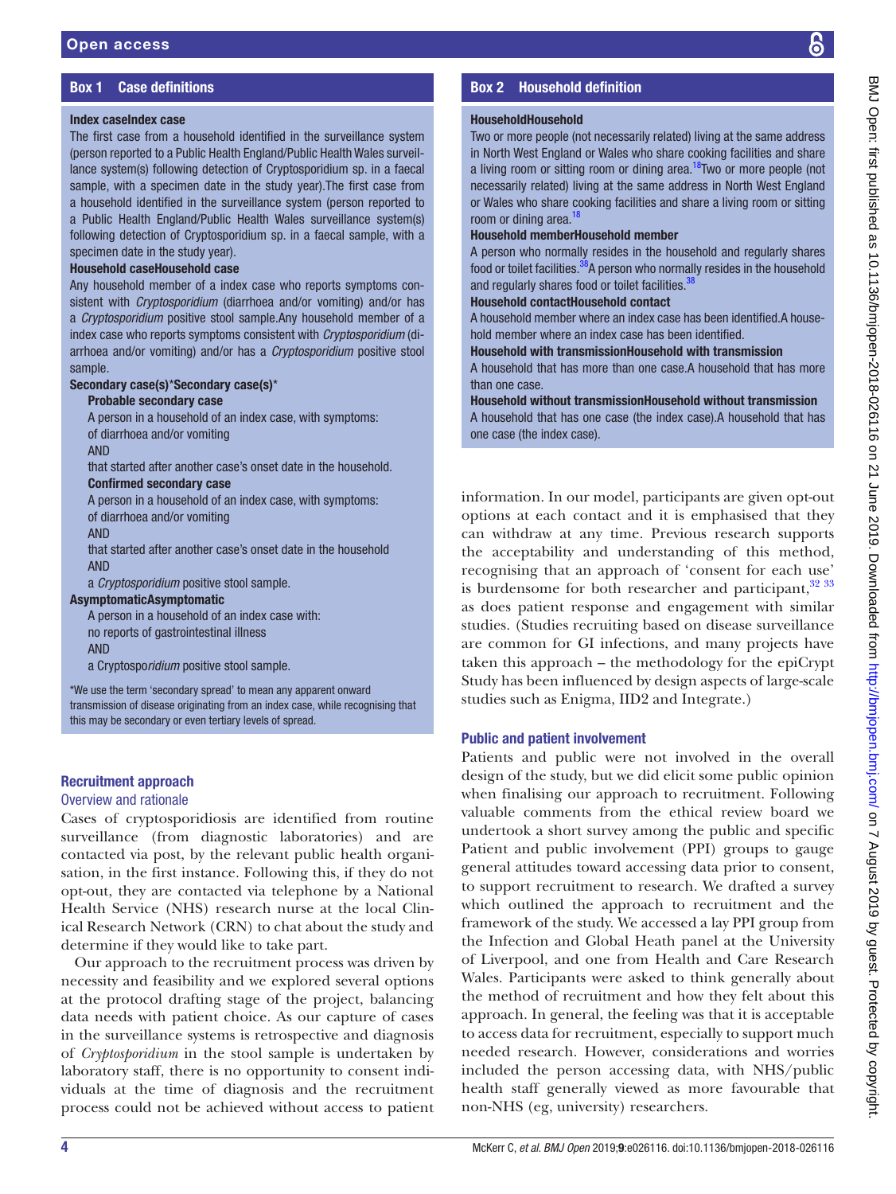### Box 1 Case definitions

**Index caseIndex case**

The first case from a household identified in the surveillance system (person reported to a Public Health England/Public Health Wales surveillance system(s) following detection of Cryptosporidium sp. in a faecal sample, with a specimen date in the study year).The first case from a household identified in the surveillance system (person reported to a Public Health England/Public Health Wales surveillance system(s) following detection of Cryptosporidium sp. in a faecal sample, with a specimen date in the study year).

**Household caseHousehold case**

Any household member of a index case who reports symptoms consistent with *Cryptosporidium* (diarrhoea and/or vomiting) and/or has a *Cryptosporidium* positive stool sample.Any household member of a index case who reports symptoms consistent with *Cryptosporidium* (diarrhoea and/or vomiting) and/or has a *Cryptosporidium* positive stool sample.

**Secondary case(s)*Secondary case(s)***

**Probable secondary case**

A person in a household of an index case, with symptoms:
of diarrhoea and/or vomiting
AND
that started after another case's onset date in the household.

**Confirmed secondary case**

A person in a household of an index case, with symptoms:
of diarrhoea and/or vomiting
AND
that started after another case's onset date in the household
AND
a *Cryptosporidium* positive stool sample.

**AsymptomaticAsymptomatic**

A person in a household of an index case with:
no reports of gastrointestinal illness
AND
a Cryptospo*ridium* positive stool sample.

*We use the term 'secondary spread' to mean any apparent onward transmission of disease originating from an index case, while recognising that this may be secondary or even tertiary levels of spread.

### Box 2 Household definition

**HouseholdHousehold**

Two or more people (not necessarily related) living at the same address in North West England or Wales who share cooking facilities and share a living room or sitting room or dining area.[18]Two or more people (not necessarily related) living at the same address in North West England or Wales who share cooking facilities and share a living room or sitting room or dining area.[18]

**Household memberHousehold member**

A person who normally resides in the household and regularly shares food or toilet facilities.[38]A person who normally resides in the household and regularly shares food or toilet facilities.[38]

**Household contactHousehold contact**

A household member where an index case has been identified.A household member where an index case has been identified.

**Household with transmissionHousehold with transmission**

A household that has more than one case.A household that has more than one case.

**Household without transmissionHousehold without transmission**

A household that has one case (the index case).A household that has one case (the index case).

## Recruitment approach

### Overview and rationale

Cases of cryptosporidiosis are identified from routine surveillance (from diagnostic laboratories) and are contacted via post, by the relevant public health organisation, in the first instance. Following this, if they do not opt-out, they are contacted via telephone by a National Health Service (NHS) research nurse at the local Clinical Research Network (CRN) to chat about the study and determine if they would like to take part.

Our approach to the recruitment process was driven by necessity and feasibility and we explored several options at the protocol drafting stage of the project, balancing data needs with patient choice. As our capture of cases in the surveillance systems is retrospective and diagnosis of *Cryptosporidium* in the stool sample is undertaken by laboratory staff, there is no opportunity to consent individuals at the time of diagnosis and the recruitment process could not be achieved without access to patient information. In our model, participants are given opt-out options at each contact and it is emphasised that they can withdraw at any time. Previous research supports the acceptability and understanding of this method, recognising that an approach of 'consent for each use' is burdensome for both researcher and participant,[32 33] as does patient response and engagement with similar studies. (Studies recruiting based on disease surveillance are common for GI infections, and many projects have taken this approach – the methodology for the epiCrypt Study has been influenced by design aspects of large-scale studies such as Enigma, IID2 and Integrate.)

### Public and patient involvement

Patients and public were not involved in the overall design of the study, but we did elicit some public opinion when finalising our approach to recruitment. Following valuable comments from the ethical review board we undertook a short survey among the public and specific Patient and public involvement (PPI) groups to gauge general attitudes toward accessing data prior to consent, to support recruitment to research. We drafted a survey which outlined the approach to recruitment and the framework of the study. We accessed a lay PPI group from the Infection and Global Heath panel at the University of Liverpool, and one from Health and Care Research Wales. Participants were asked to think generally about the method of recruitment and how they felt about this approach. In general, the feeling was that it is acceptable to access data for recruitment, especially to support much needed research. However, considerations and worries included the person accessing data, with NHS/public health staff generally viewed as more favourable that non-NHS (eg, university) researchers.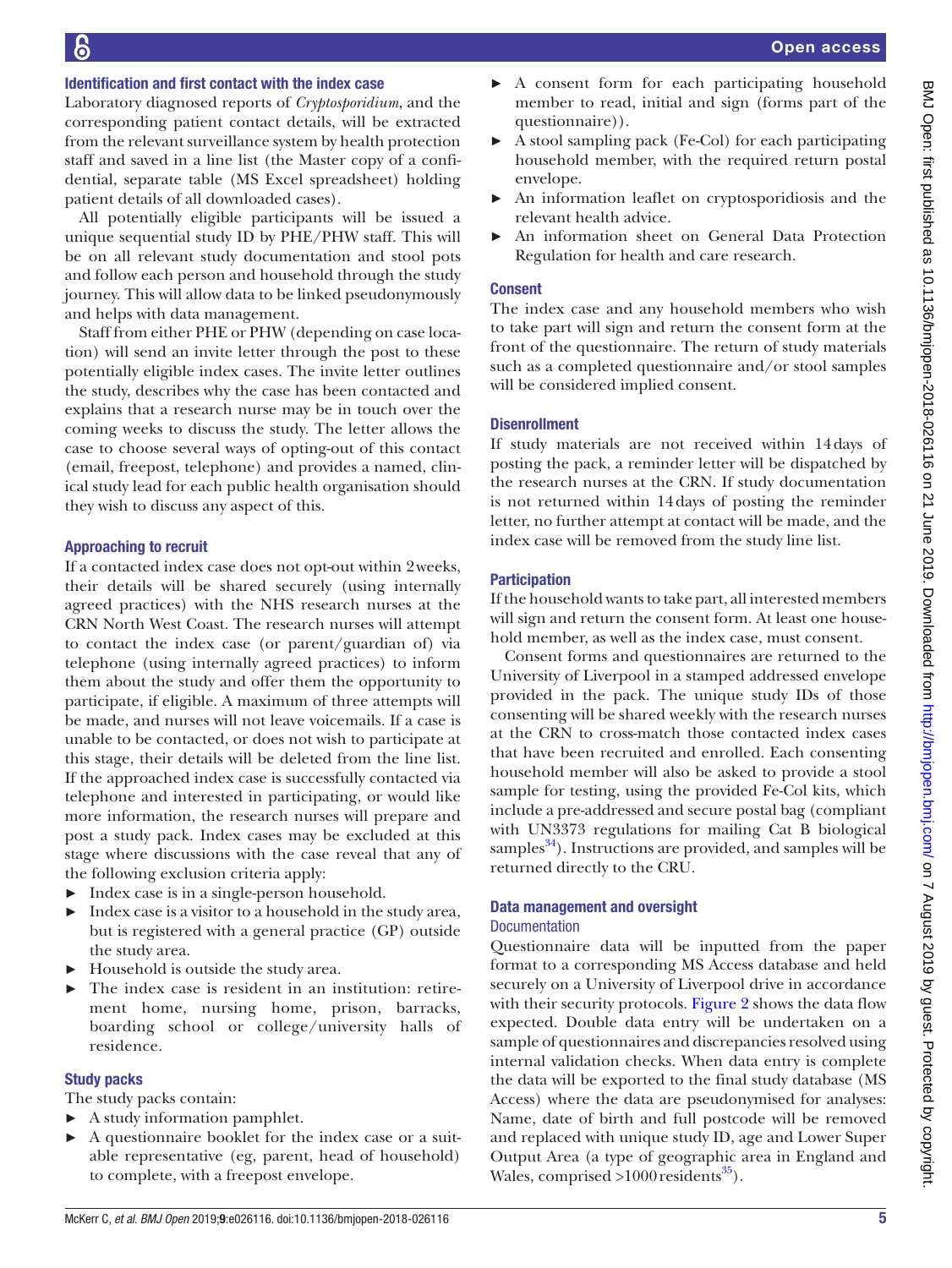### Identification and first contact with the index case

Laboratory diagnosed reports of *Cryptosporidium*, and the corresponding patient contact details, will be extracted from the relevant surveillance system by health protection staff and saved in a line list (the Master copy of a confidential, separate table (MS Excel spreadsheet) holding patient details of all downloaded cases).

All potentially eligible participants will be issued a unique sequential study ID by PHE/PHW staff. This will be on all relevant study documentation and stool pots and follow each person and household through the study journey. This will allow data to be linked pseudonymously and helps with data management.

Staff from either PHE or PHW (depending on case location) will send an invite letter through the post to these potentially eligible index cases. The invite letter outlines the study, describes why the case has been contacted and explains that a research nurse may be in touch over the coming weeks to discuss the study. The letter allows the case to choose several ways of opting-out of this contact (email, freepost, telephone) and provides a named, clinical study lead for each public health organisation should they wish to discuss any aspect of this.

### Approaching to recruit

If a contacted index case does not opt-out within 2 weeks, their details will be shared securely (using internally agreed practices) with the NHS research nurses at the CRN North West Coast. The research nurses will attempt to contact the index case (or parent/guardian of) via telephone (using internally agreed practices) to inform them about the study and offer them the opportunity to participate, if eligible. A maximum of three attempts will be made, and nurses will not leave voicemails. If a case is unable to be contacted, or does not wish to participate at this stage, their details will be deleted from the line list. If the approached index case is successfully contacted via telephone and interested in participating, or would like more information, the research nurses will prepare and post a study pack. Index cases may be excluded at this stage where discussions with the case reveal that any of the following exclusion criteria apply:

- Index case is in a single-person household.
- Index case is a visitor to a household in the study area, but is registered with a general practice (GP) outside the study area.
- Household is outside the study area.
- The index case is resident in an institution: retirement home, nursing home, prison, barracks, boarding school or college/university halls of residence.

### Study packs

The study packs contain:

- A study information pamphlet.
- A questionnaire booklet for the index case or a suitable representative (eg, parent, head of household) to complete, with a freepost envelope.
- A consent form for each participating household member to read, initial and sign (forms part of the questionnaire)).
- A stool sampling pack (Fe-Col) for each participating household member, with the required return postal envelope.
- An information leaflet on cryptosporidiosis and the relevant health advice.
- An information sheet on General Data Protection Regulation for health and care research.

### Consent

The index case and any household members who wish to take part will sign and return the consent form at the front of the questionnaire. The return of study materials such as a completed questionnaire and/or stool samples will be considered implied consent.

### Disenrollment

If study materials are not received within 14 days of posting the pack, a reminder letter will be dispatched by the research nurses at the CRN. If study documentation is not returned within 14 days of posting the reminder letter, no further attempt at contact will be made, and the index case will be removed from the study line list.

### Participation

If the household wants to take part, all interested members will sign and return the consent form. At least one household member, as well as the index case, must consent.

Consent forms and questionnaires are returned to the University of Liverpool in a stamped addressed envelope provided in the pack. The unique study IDs of those consenting will be shared weekly with the research nurses at the CRN to cross-match those contacted index cases that have been recruited and enrolled. Each consenting household member will also be asked to provide a stool sample for testing, using the provided Fe-Col kits, which include a pre-addressed and secure postal bag (compliant with UN3373 regulations for mailing Cat B biological samples[34]). Instructions are provided, and samples will be returned directly to the CRU.

### Data management and oversight

#### Documentation

Questionnaire data will be inputted from the paper format to a corresponding MS Access database and held securely on a University of Liverpool drive in accordance with their security protocols. Figure 2 shows the data flow expected. Double data entry will be undertaken on a sample of questionnaires and discrepancies resolved using internal validation checks. When data entry is complete the data will be exported to the final study database (MS Access) where the data are pseudonymised for analyses: Name, date of birth and full postcode will be removed and replaced with unique study ID, age and Lower Super Output Area (a type of geographic area in England and Wales, comprised >1000 residents[35]).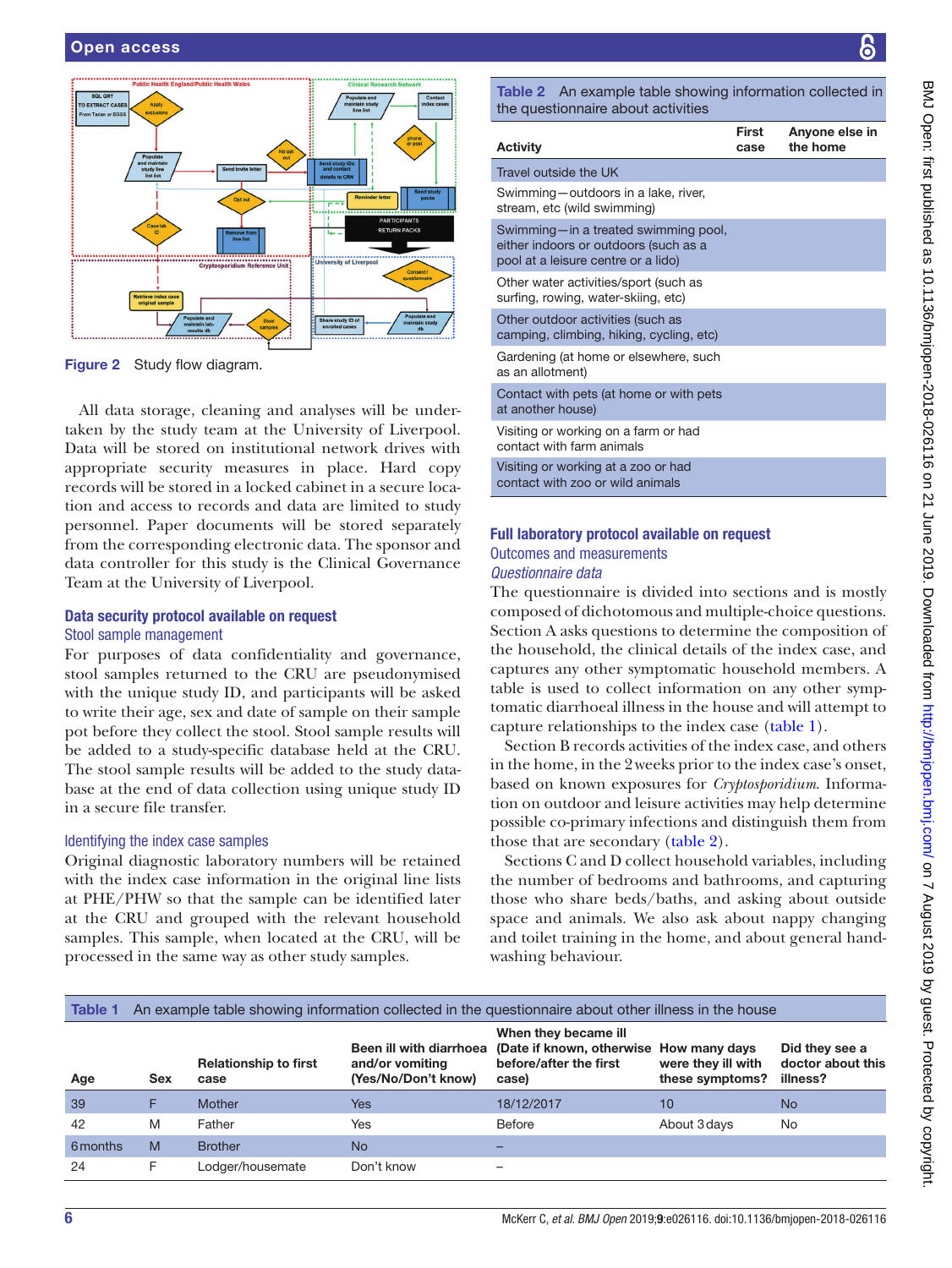Figure 2 Study flow diagram.

All data storage, cleaning and analyses will be undertaken by the study team at the University of Liverpool. Data will be stored on institutional network drives with appropriate security measures in place. Hard copy records will be stored in a locked cabinet in a secure location and access to records and data are limited to study personnel. Paper documents will be stored separately from the corresponding electronic data. The sponsor and data controller for this study is the Clinical Governance Team at the University of Liverpool.

### Data security protocol available on request

#### Stool sample management

For purposes of data confidentiality and governance, stool samples returned to the CRU are pseudonymised with the unique study ID, and participants will be asked to write their age, sex and date of sample on their sample pot before they collect the stool. Stool sample results will be added to a study-specific database held at the CRU. The stool sample results will be added to the study database at the end of data collection using unique study ID in a secure file transfer.

#### Identifying the index case samples

Original diagnostic laboratory numbers will be retained with the index case information in the original line lists at PHE/PHW so that the sample can be identified later at the CRU and grouped with the relevant household samples. This sample, when located at the CRU, will be processed in the same way as other study samples.

**Table 2** An example table showing information collected in the questionnaire about activities

| Activity | First case | Anyone else in the home |
|---|---|---|
| Travel outside the UK | | |
| Swimming—outdoors in a lake, river, stream, etc (wild swimming) | | |
| Swimming—in a treated swimming pool, either indoors or outdoors (such as a pool at a leisure centre or a lido) | | |
| Other water activities/sport (such as surfing, rowing, water-skiing, etc) | | |
| Other outdoor activities (such as camping, climbing, hiking, cycling, etc) | | |
| Gardening (at home or elsewhere, such as an allotment) | | |
| Contact with pets (at home or with pets at another house) | | |
| Visiting or working on a farm or had contact with farm animals | | |
| Visiting or working at a zoo or had contact with zoo or wild animals | | |

### Full laboratory protocol available on request

#### Outcomes and measurements

##### *Questionnaire data*

The questionnaire is divided into sections and is mostly composed of dichotomous and multiple-choice questions. Section A asks questions to determine the composition of the household, the clinical details of the index case, and captures any other symptomatic household members. A table is used to collect information on any other symptomatic diarrhoeal illness in the house and will attempt to capture relationships to the index case (table 1).

Section B records activities of the index case, and others in the home, in the 2 weeks prior to the index case's onset, based on known exposures for *Cryptosporidium*. Information on outdoor and leisure activities may help determine possible co-primary infections and distinguish them from those that are secondary (table 2).

Sections C and D collect household variables, including the number of bedrooms and bathrooms, and capturing those who share beds/baths, and asking about outside space and animals. We also ask about nappy changing and toilet training in the home, and about general handwashing behaviour.

**Table 1** An example table showing information collected in the questionnaire about other illness in the house

| Age | Sex | Relationship to first case | Been ill with diarrhoea and/or vomiting (Yes/No/Don't know) | When they became ill (Date if known, otherwise before/after the first case) | How many days were they ill with these symptoms? | Did they see a doctor about this illness? |
|---|---|---|---|---|---|---|
| 39 | F | Mother | Yes | 18/12/2017 | 10 | No |
| 42 | M | Father | Yes | Before | About 3 days | No |
| 6 months | M | Brother | No | – | | |
| 24 | F | Lodger/housemate | Don't know | – | | |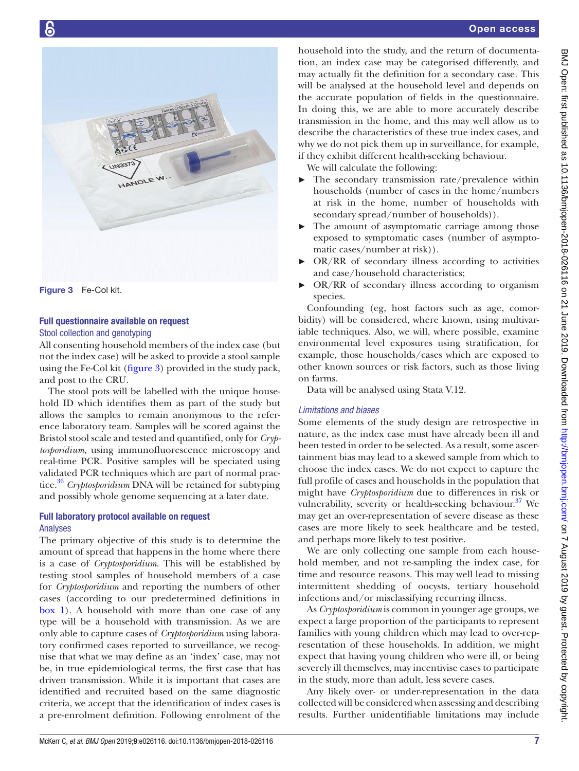Figure 3 Fe-Col kit.

### Full questionnaire available on request

#### Stool collection and genotyping

All consenting household members of the index case (but not the index case) will be asked to provide a stool sample using the Fe-Col kit (figure 3) provided in the study pack, and post to the CRU.

The stool pots will be labelled with the unique household ID which identifies them as part of the study but allows the samples to remain anonymous to the reference laboratory team. Samples will be scored against the Bristol stool scale and tested and quantified, only for *Cryptosporidium*, using immunofluorescence microscopy and real-time PCR. Positive samples will be speciated using validated PCR techniques which are part of normal practice.[36] *Cryptosporidium* DNA will be retained for subtyping and possibly whole genome sequencing at a later date.

### Full laboratory protocol available on request

#### Analyses

The primary objective of this study is to determine the amount of spread that happens in the home where there is a case of *Cryptosporidium*. This will be established by testing stool samples of household members of a case for *Cryptosporidium* and reporting the numbers of other cases (according to our predetermined definitions in box 1). A household with more than one case of any type will be a household with transmission. As we are only able to capture cases of *Cryptosporidium* using laboratory confirmed cases reported to surveillance, we recognise that what we may define as an 'index' case, may not be, in true epidemiological terms, the first case that has driven transmission. While it is important that cases are identified and recruited based on the same diagnostic criteria, we accept that the identification of index cases is a pre-enrolment definition. Following enrolment of the household into the study, and the return of documentation, an index case may be categorised differently, and may actually fit the definition for a secondary case. This will be analysed at the household level and depends on the accurate population of fields in the questionnaire. In doing this, we are able to more accurately describe transmission in the home, and this may well allow us to describe the characteristics of these true index cases, and why we do not pick them up in surveillance, for example, if they exhibit different health-seeking behaviour.

We will calculate the following:

- The secondary transmission rate/prevalence within households (number of cases in the home/numbers at risk in the home, number of households with secondary spread/number of households)).
- The amount of asymptomatic carriage among those exposed to symptomatic cases (number of asymptomatic cases/number at risk)).
- OR/RR of secondary illness according to activities and case/household characteristics;
- OR/RR of secondary illness according to organism species.

Confounding (eg, host factors such as age, comorbidity) will be considered, where known, using multivariable techniques. Also, we will, where possible, examine environmental level exposures using stratification, for example, those households/cases which are exposed to other known sources or risk factors, such as those living on farms.

Data will be analysed using Stata V.12.

#### Limitations and biases

Some elements of the study design are retrospective in nature, as the index case must have already been ill and been tested in order to be selected. As a result, some ascertainment bias may lead to a skewed sample from which to choose the index cases. We do not expect to capture the full profile of cases and households in the population that might have *Cryptosporidium* due to differences in risk or vulnerability, severity or health-seeking behaviour.[37] We may get an over-representation of severe disease as these cases are more likely to seek healthcare and be tested, and perhaps more likely to test positive.

We are only collecting one sample from each household member, and not re-sampling the index case, for time and resource reasons. This may well lead to missing intermittent shedding of oocysts, tertiary household infections and/or misclassifying recurring illness.

As *Cryptosporidium* is common in younger age groups, we expect a large proportion of the participants to represent families with young children which may lead to over-representation of these households. In addition, we might expect that having young children who were ill, or being severely ill themselves, may incentivise cases to participate in the study, more than adult, less severe cases.

Any likely over- or under-representation in the data collected will be considered when assessing and describing results. Further unidentifiable limitations may include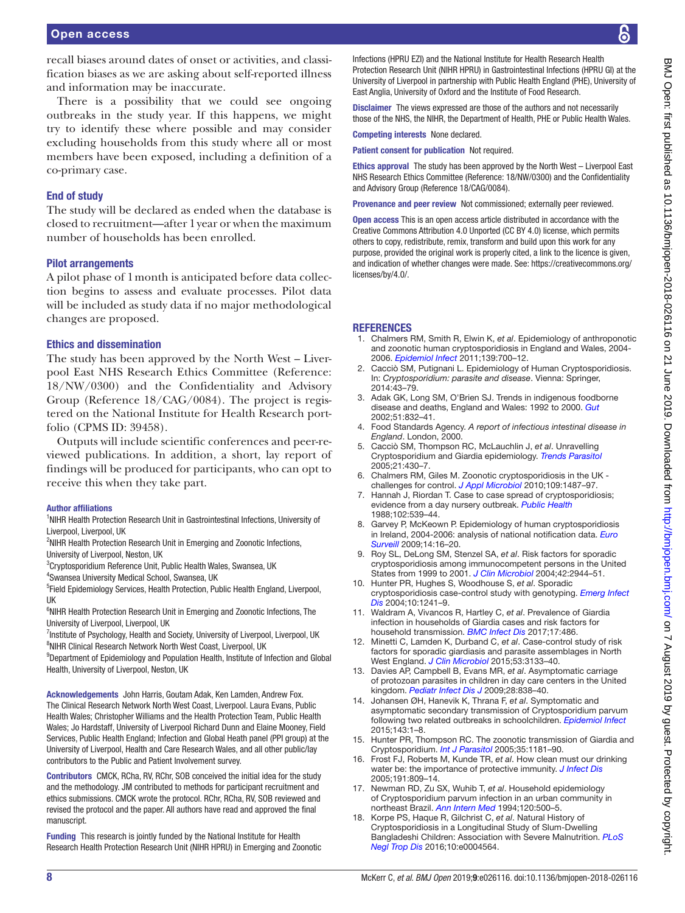recall biases around dates of onset or activities, and classification biases as we are asking about self-reported illness and information may be inaccurate.

There is a possibility that we could see ongoing outbreaks in the study year. If this happens, we might try to identify these where possible and may consider excluding households from this study where all or most members have been exposed, including a definition of a co-primary case.

### End of study

The study will be declared as ended when the database is closed to recruitment—after 1 year or when the maximum number of households has been enrolled.

### Pilot arrangements

A pilot phase of 1 month is anticipated before data collection begins to assess and evaluate processes. Pilot data will be included as study data if no major methodological changes are proposed.

### Ethics and dissemination

The study has been approved by the North West – Liverpool East NHS Research Ethics Committee (Reference: 18/NW/0300) and the Confidentiality and Advisory Group (Reference 18/CAG/0084). The project is registered on the National Institute for Health Research portfolio (CPMS ID: 39458).

Outputs will include scientific conferences and peer-reviewed publications. In addition, a short, lay report of findings will be produced for participants, who can opt to receive this when they take part.

#### Author affiliations

[1]NIHR Health Protection Research Unit in Gastrointestinal Infections, University of Liverpool, Liverpool, UK
[2]NIHR Health Protection Research Unit in Emerging and Zoonotic Infections, University of Liverpool, Neston, UK
[3]Cryptosporidium Reference Unit, Public Health Wales, Swansea, UK
[4]Swansea University Medical School, Swansea, UK
[5]Field Epidemiology Services, Health Protection, Public Health England, Liverpool, UK
[6]NIHR Health Protection Research Unit in Emerging and Zoonotic Infections, The University of Liverpool, Liverpool, UK
[7]Institute of Psychology, Health and Society, University of Liverpool, Liverpool, UK
[8]NIHR Clinical Research Network North West Coast, Liverpool, UK
[9]Department of Epidemiology and Population Health, Institute of Infection and Global Health, University of Liverpool, Neston, UK

**Acknowledgements** John Harris, Goutam Adak, Ken Lamden, Andrew Fox. The Clinical Research Network North West Coast, Liverpool. Laura Evans, Public Health Wales; Christopher Williams and the Health Protection Team, Public Health Wales; Jo Hardstaff, University of Liverpool Richard Dunn and Elaine Mooney, Field Services, Public Health England; Infection and Global Health panel (PPI group) at the University of Liverpool, Health and Care Research Wales, and all other public/lay contributors to the Public and Patient Involvement survey.

**Contributors** CMCK, RCha, RV, RChr, SOB conceived the initial idea for the study and the methodology. JM contributed to methods for participant recruitment and ethics submissions. CMCK wrote the protocol. RChr, RCha, RV, SOB reviewed and revised the protocol and the paper. All authors have read and approved the final manuscript.

**Funding** This research is jointly funded by the National Institute for Health Research Health Protection Research Unit (NIHR HPRU) in Emerging and Zoonotic Infections (HPRU EZI) and the National Institute for Health Research Health Protection Research Unit (NIHR HPRU) in Gastrointestinal Infections (HPRU GI) at the University of Liverpool in partnership with Public Health England (PHE), University of East Anglia, University of Oxford and the Institute of Food Research.

**Disclaimer** The views expressed are those of the authors and not necessarily those of the NHS, the NIHR, the Department of Health, PHE or Public Health Wales.

**Competing interests** None declared.

**Patient consent for publication** Not required.

**Ethics approval** The study has been approved by the North West – Liverpool East NHS Research Ethics Committee (Reference: 18/NW/0300) and the Confidentiality and Advisory Group (Reference 18/CAG/0084).

**Provenance and peer review** Not commissioned; externally peer reviewed.

**Open access** This is an open access article distributed in accordance with the Creative Commons Attribution 4.0 Unported (CC BY 4.0) license, which permits others to copy, redistribute, remix, transform and build upon this work for any purpose, provided the original work is properly cited, a link to the licence is given, and indication of whether changes were made. See: https://creativecommons.org/licenses/by/4.0/.

## REFERENCES

1. Chalmers RM, Smith R, Elwin K, *et al*. Epidemiology of anthroponotic and zoonotic human cryptosporidiosis in England and Wales, 2004-2006. *Epidemiol Infect* 2011;139:700–12.
2. Cacciò SM, Putignani L. Epidemiology of Human Cryptosporidiosis. In: *Cryptosporidium: parasite and disease*. Vienna: Springer, 2014:43–79.
3. Adak GK, Long SM, O'Brien SJ. Trends in indigenous foodborne disease and deaths, England and Wales: 1992 to 2000. *Gut* 2002;51:832–41.
4. Food Standards Agency. *A report of infectious intestinal disease in England*. London, 2000.
5. Cacciò SM, Thompson RC, McLauchlin J, *et al*. Unravelling Cryptosporidium and Giardia epidemiology. *Trends Parasitol* 2005;21:430–7.
6. Chalmers RM, Giles M. Zoonotic cryptosporidiosis in the UK - challenges for control. *J Appl Microbiol* 2010;109:1487–97.
7. Hannah J, Riordan T. Case to case spread of cryptosporidiosis; evidence from a day nursery outbreak. *Public Health* 1988;102:539–44.
8. Garvey P, McKeown P. Epidemiology of human cryptosporidiosis in Ireland, 2004-2006: analysis of national notification data. *Euro Surveill* 2009;14:16–20.
9. Roy SL, DeLong SM, Stenzel SA, *et al*. Risk factors for sporadic cryptosporidiosis among immunocompetent persons in the United States from 1999 to 2001. *J Clin Microbiol* 2004;42:2944–51.
10. Hunter PR, Hughes S, Woodhouse S, *et al*. Sporadic cryptosporidiosis case-control study with genotyping. *Emerg Infect Dis* 2004;10:1241–9.
11. Waldram A, Vivancos R, Hartley C, *et al*. Prevalence of Giardia infection in households of Giardia cases and risk factors for household transmission. *BMC Infect Dis* 2017;17:486.
12. Minetti C, Lamden K, Durband C, *et al*. Case-control study of risk factors for sporadic giardiasis and parasite assemblages in North West England. *J Clin Microbiol* 2015;53:3133–40.
13. Davies AP, Campbell B, Evans MR, *et al*. Asymptomatic carriage of protozoan parasites in children in day care centers in the United kingdom. *Pediatr Infect Dis J* 2009;28:838–40.
14. Johansen ØH, Hanevik K, Thrana F, *et al*. Symptomatic and asymptomatic secondary transmission of Cryptosporidium parvum following two related outbreaks in schoolchildren. *Epidemiol Infect* 2015;143:1–8.
15. Hunter PR, Thompson RC. The zoonotic transmission of Giardia and Cryptosporidium. *Int J Parasitol* 2005;35:1181–90.
16. Frost FJ, Roberts M, Kunde TR, *et al*. How clean must our drinking water be: the importance of protective immunity. *J Infect Dis* 2005;191:809–14.
17. Newman RD, Zu SX, Wuhib T, *et al*. Household epidemiology of Cryptosporidium parvum infection in an urban community in northeast Brazil. *Ann Intern Med* 1994;120:500–5.
18. Korpe PS, Haque R, Gilchrist C, *et al*. Natural History of Cryptosporidiosis in a Longitudinal Study of Slum-Dwelling Bangladeshi Children: Association with Severe Malnutrition. *PLoS Negl Trop Dis* 2016;10:e0004564.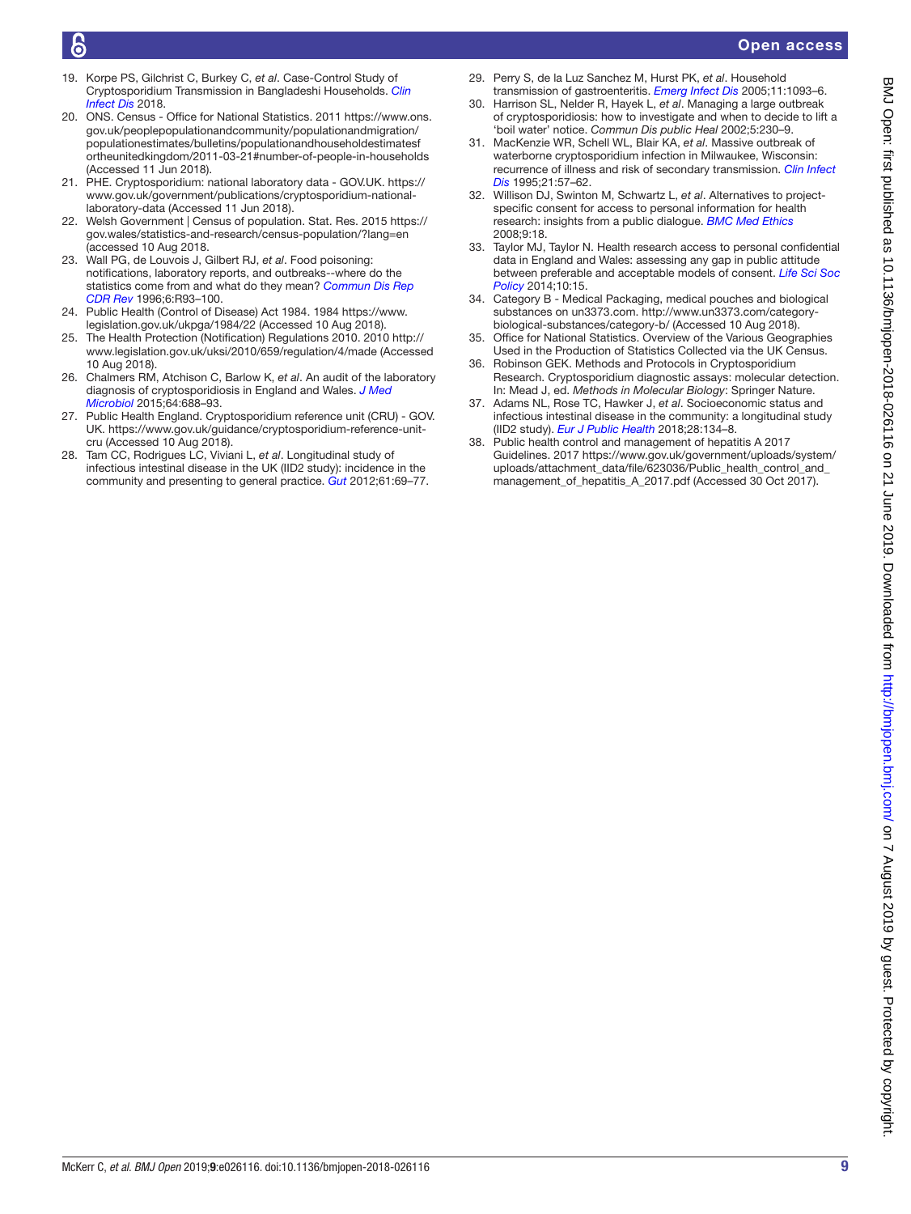19. Korpe PS, Gilchrist C, Burkey C, *et al*. Case-Control Study of Cryptosporidium Transmission in Bangladeshi Households. *Clin Infect Dis* 2018.
20. ONS. Census - Office for National Statistics. 2011 https://www.ons.gov.uk/peoplepopulationandcommunity/populationandmigration/populationestimates/bulletins/populationandhouseholdestimatesfortheunitedkingdom/2011-03-21#number-of-people-in-households (Accessed 11 Jun 2018).
21. PHE. Cryptosporidium: national laboratory data - GOV.UK. https://www.gov.uk/government/publications/cryptosporidium-national-laboratory-data (Accessed 11 Jun 2018).
22. Welsh Government | Census of population. Stat. Res. 2015 https://gov.wales/statistics-and-research/census-population/?lang=en (accessed 10 Aug 2018.
23. Wall PG, de Louvois J, Gilbert RJ, *et al*. Food poisoning: notifications, laboratory reports, and outbreaks--where do the statistics come from and what do they mean? *Commun Dis Rep CDR Rev* 1996;6:R93–100.
24. Public Health (Control of Disease) Act 1984. 1984 https://www.legislation.gov.uk/ukpga/1984/22 (Accessed 10 Aug 2018).
25. The Health Protection (Notification) Regulations 2010. 2010 http://www.legislation.gov.uk/uksi/2010/659/regulation/4/made (Accessed 10 Aug 2018).
26. Chalmers RM, Atchison C, Barlow K, *et al*. An audit of the laboratory diagnosis of cryptosporidiosis in England and Wales. *J Med Microbiol* 2015;64:688–93.
27. Public Health England. Cryptosporidium reference unit (CRU) - GOV.UK. https://www.gov.uk/guidance/cryptosporidium-reference-unit-cru (Accessed 10 Aug 2018).
28. Tam CC, Rodrigues LC, Viviani L, *et al*. Longitudinal study of infectious intestinal disease in the UK (IID2 study): incidence in the community and presenting to general practice. *Gut* 2012;61:69–77.
29. Perry S, de la Luz Sanchez M, Hurst PK, *et al*. Household transmission of gastroenteritis. *Emerg Infect Dis* 2005;11:1093–6.
30. Harrison SL, Nelder R, Hayek L, *et al*. Managing a large outbreak of cryptosporidiosis: how to investigate and when to decide to lift a 'boil water' notice. *Commun Dis public Heal* 2002;5:230–9.
31. MacKenzie WR, Schell WL, Blair KA, *et al*. Massive outbreak of waterborne cryptosporidium infection in Milwaukee, Wisconsin: recurrence of illness and risk of secondary transmission. *Clin Infect Dis* 1995;21:57–62.
32. Willison DJ, Swinton M, Schwartz L, *et al*. Alternatives to project-specific consent for access to personal information for health research: insights from a public dialogue. *BMC Med Ethics* 2008;9:18.
33. Taylor MJ, Taylor N. Health research access to personal confidential data in England and Wales: assessing any gap in public attitude between preferable and acceptable models of consent. *Life Sci Soc Policy* 2014;10:15.
34. Category B - Medical Packaging, medical pouches and biological substances on un3373.com. http://www.un3373.com/category-biological-substances/category-b/ (Accessed 10 Aug 2018).
35. Office for National Statistics. Overview of the Various Geographies Used in the Production of Statistics Collected via the UK Census.
36. Robinson GEK. Methods and Protocols in Cryptosporidium Research. Cryptosporidium diagnostic assays: molecular detection. In: Mead J, ed. *Methods in Molecular Biology*: Springer Nature.
37. Adams NL, Rose TC, Hawker J, *et al*. Socioeconomic status and infectious intestinal disease in the community: a longitudinal study (IID2 study). *Eur J Public Health* 2018;28:134–8.
38. Public health control and management of hepatitis A 2017 Guidelines. 2017 https://www.gov.uk/government/uploads/system/uploads/attachment_data/file/623036/Public_health_control_and_management_of_hepatitis_A_2017.pdf (Accessed 30 Oct 2017).